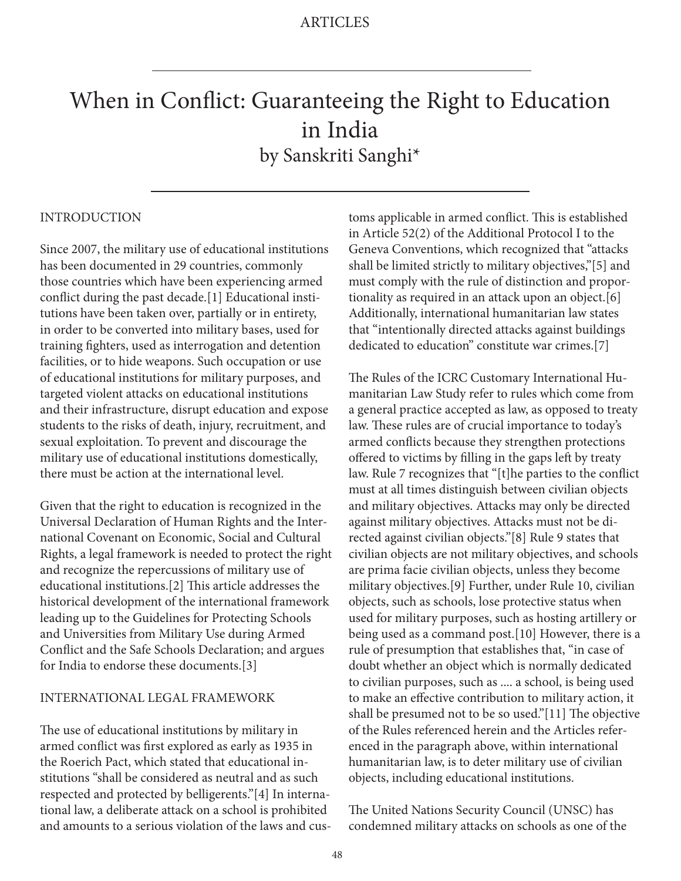# When in Conflict: Guaranteeing the Right to Education in India

by Sanskriti Sanghi*

## INTRODUCTION

Since 2007, the military use of educational institutions has been documented in 29 countries, commonly those countries which have been experiencing armed conflict during the past decade.[1] Educational institutions have been taken over, partially or in entirety, in order to be converted into military bases, used for training fighters, used as interrogation and detention facilities, or to hide weapons. Such occupation or use of educational institutions for military purposes, and targeted violent attacks on educational institutions and their infrastructure, disrupt education and expose students to the risks of death, injury, recruitment, and sexual exploitation. To prevent and discourage the military use of educational institutions domestically, there must be action at the international level.

Given that the right to education is recognized in the Universal Declaration of Human Rights and the International Covenant on Economic, Social and Cultural Rights, a legal framework is needed to protect the right and recognize the repercussions of military use of educational institutions.[2] This article addresses the historical development of the international framework leading up to the Guidelines for Protecting Schools and Universities from Military Use during Armed Conflict and the Safe Schools Declaration; and argues for India to endorse these documents.[3]

## INTERNATIONAL LEGAL FRAMEWORK

The use of educational institutions by military in armed conflict was first explored as early as 1935 in the Roerich Pact, which stated that educational institutions "shall be considered as neutral and as such respected and protected by belligerents."[4] In international law, a deliberate attack on a school is prohibited and amounts to a serious violation of the laws and customs applicable in armed conflict. This is established in Article 52(2) of the Additional Protocol I to the Geneva Conventions, which recognized that "attacks shall be limited strictly to military objectives,"[5] and must comply with the rule of distinction and proportionality as required in an attack upon an object.[6] Additionally, international humanitarian law states that "intentionally directed attacks against buildings dedicated to education" constitute war crimes.[7]

The Rules of the ICRC Customary International Humanitarian Law Study refer to rules which come from a general practice accepted as law, as opposed to treaty law. These rules are of crucial importance to today's armed conflicts because they strengthen protections offered to victims by filling in the gaps left by treaty law. Rule 7 recognizes that "[t]he parties to the conflict must at all times distinguish between civilian objects and military objectives. Attacks may only be directed against military objectives. Attacks must not be directed against civilian objects."[8] Rule 9 states that civilian objects are not military objectives, and schools are prima facie civilian objects, unless they become military objectives.[9] Further, under Rule 10, civilian objects, such as schools, lose protective status when used for military purposes, such as hosting artillery or being used as a command post.[10] However, there is a rule of presumption that establishes that, "in case of doubt whether an object which is normally dedicated to civilian purposes, such as .... a school, is being used to make an effective contribution to military action, it shall be presumed not to be so used."[11] The objective of the Rules referenced herein and the Articles referenced in the paragraph above, within international humanitarian law, is to deter military use of civilian objects, including educational institutions.

The United Nations Security Council (UNSC) has condemned military attacks on schools as one of the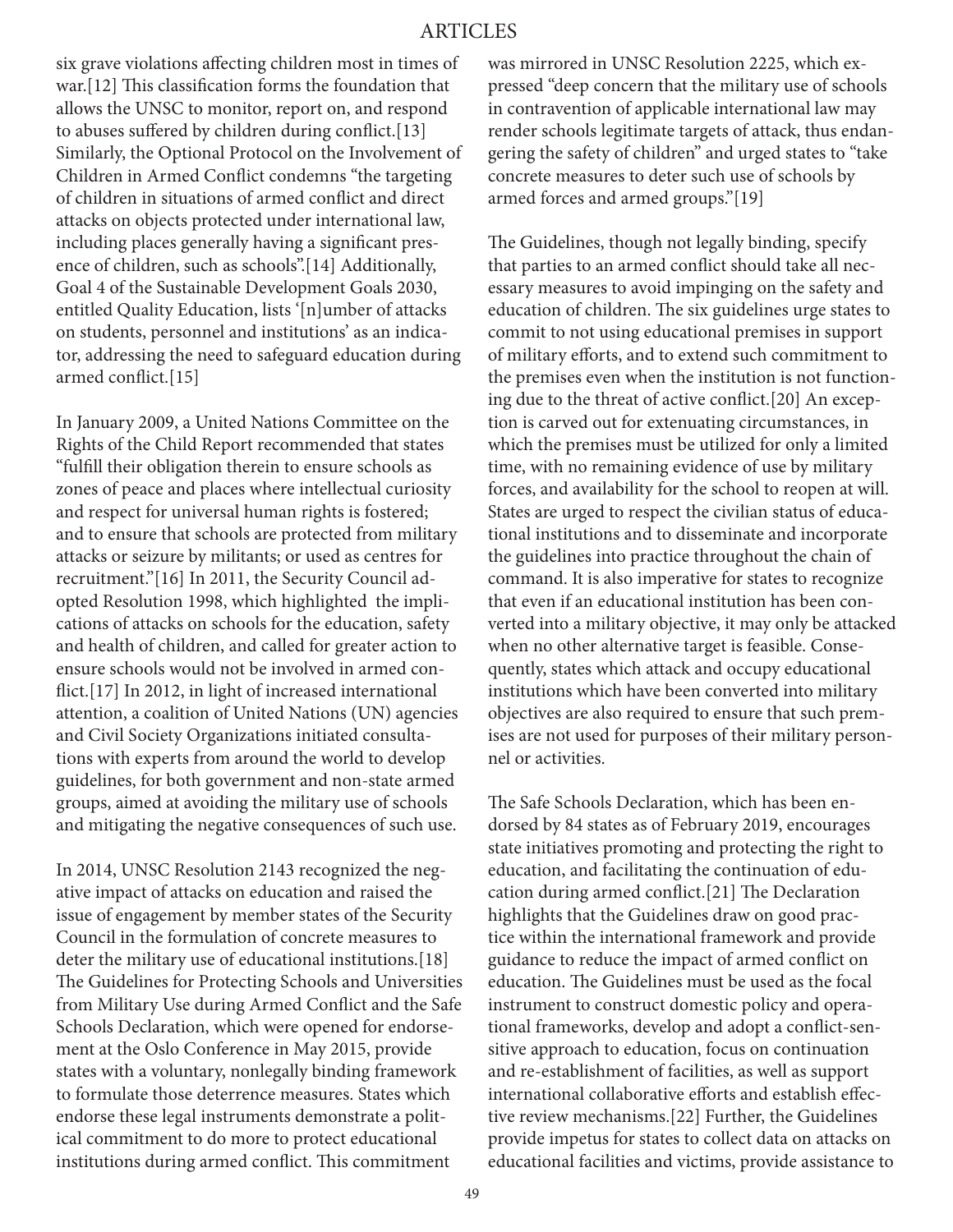six grave violations affecting children most in times of war.[12] This classification forms the foundation that allows the UNSC to monitor, report on, and respond to abuses suffered by children during conflict.[13] Similarly, the Optional Protocol on the Involvement of Children in Armed Conflict condemns "the targeting of children in situations of armed conflict and direct attacks on objects protected under international law, including places generally having a significant presence of children, such as schools".[14] Additionally, Goal 4 of the Sustainable Development Goals 2030, entitled Quality Education, lists '[n]umber of attacks on students, personnel and institutions' as an indicator, addressing the need to safeguard education during armed conflict.[15]

In January 2009, a United Nations Committee on the Rights of the Child Report recommended that states "fulfill their obligation therein to ensure schools as zones of peace and places where intellectual curiosity and respect for universal human rights is fostered; and to ensure that schools are protected from military attacks or seizure by militants; or used as centres for recruitment."[16] In 2011, the Security Council adopted Resolution 1998, which highlighted the implications of attacks on schools for the education, safety and health of children, and called for greater action to ensure schools would not be involved in armed conflict.[17] In 2012, in light of increased international attention, a coalition of United Nations (UN) agencies and Civil Society Organizations initiated consultations with experts from around the world to develop guidelines, for both government and non-state armed groups, aimed at avoiding the military use of schools and mitigating the negative consequences of such use.

In 2014, UNSC Resolution 2143 recognized the negative impact of attacks on education and raised the issue of engagement by member states of the Security Council in the formulation of concrete measures to deter the military use of educational institutions.[18] The Guidelines for Protecting Schools and Universities from Military Use during Armed Conflict and the Safe Schools Declaration, which were opened for endorsement at the Oslo Conference in May 2015, provide states with a voluntary, nonlegally binding framework to formulate those deterrence measures. States which endorse these legal instruments demonstrate a political commitment to do more to protect educational institutions during armed conflict. This commitment was mirrored in UNSC Resolution 2225, which expressed "deep concern that the military use of schools in contravention of applicable international law may render schools legitimate targets of attack, thus endangering the safety of children" and urged states to "take concrete measures to deter such use of schools by armed forces and armed groups."[19]

The Guidelines, though not legally binding, specify that parties to an armed conflict should take all necessary measures to avoid impinging on the safety and education of children. The six guidelines urge states to commit to not using educational premises in support of military efforts, and to extend such commitment to the premises even when the institution is not functioning due to the threat of active conflict.[20] An exception is carved out for extenuating circumstances, in which the premises must be utilized for only a limited time, with no remaining evidence of use by military forces, and availability for the school to reopen at will. States are urged to respect the civilian status of educational institutions and to disseminate and incorporate the guidelines into practice throughout the chain of command. It is also imperative for states to recognize that even if an educational institution has been converted into a military objective, it may only be attacked when no other alternative target is feasible. Consequently, states which attack and occupy educational institutions which have been converted into military objectives are also required to ensure that such premises are not used for purposes of their military personnel or activities.

The Safe Schools Declaration, which has been endorsed by 84 states as of February 2019, encourages state initiatives promoting and protecting the right to education, and facilitating the continuation of education during armed conflict.[21] The Declaration highlights that the Guidelines draw on good practice within the international framework and provide guidance to reduce the impact of armed conflict on education. The Guidelines must be used as the focal instrument to construct domestic policy and operational frameworks, develop and adopt a conflict-sensitive approach to education, focus on continuation and re-establishment of facilities, as well as support international collaborative efforts and establish effective review mechanisms.[22] Further, the Guidelines provide impetus for states to collect data on attacks on educational facilities and victims, provide assistance to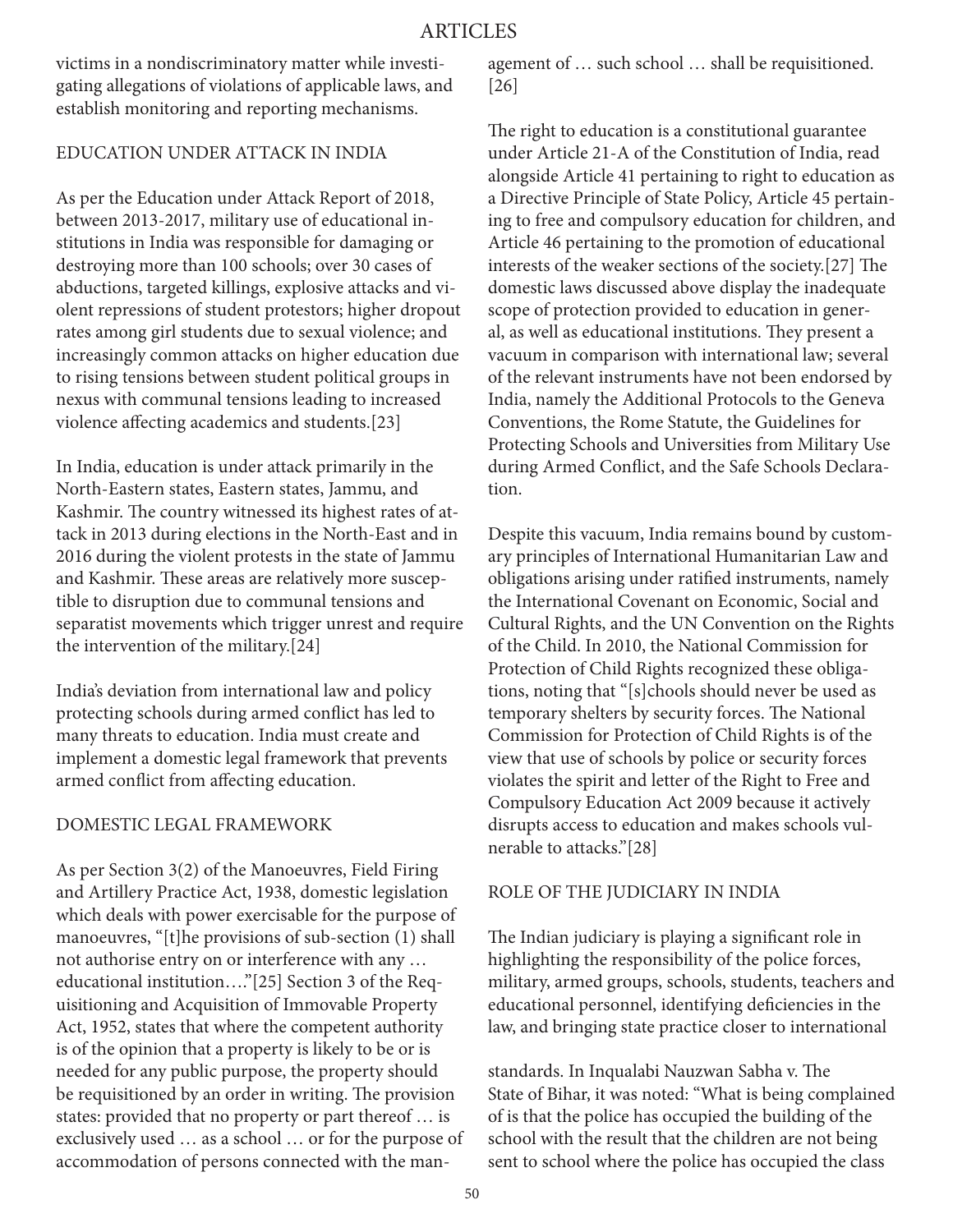victims in a nondiscriminatory matter while investigating allegations of violations of applicable laws, and establish monitoring and reporting mechanisms.

## EDUCATION UNDER ATTACK IN INDIA

As per the Education under Attack Report of 2018, between 2013-2017, military use of educational institutions in India was responsible for damaging or destroying more than 100 schools; over 30 cases of abductions, targeted killings, explosive attacks and violent repressions of student protestors; higher dropout rates among girl students due to sexual violence; and increasingly common attacks on higher education due to rising tensions between student political groups in nexus with communal tensions leading to increased violence affecting academics and students.[23]

In India, education is under attack primarily in the North-Eastern states, Eastern states, Jammu, and Kashmir. The country witnessed its highest rates of attack in 2013 during elections in the North-East and in 2016 during the violent protests in the state of Jammu and Kashmir. These areas are relatively more susceptible to disruption due to communal tensions and separatist movements which trigger unrest and require the intervention of the military.[24]

India's deviation from international law and policy protecting schools during armed conflict has led to many threats to education. India must create and implement a domestic legal framework that prevents armed conflict from affecting education.

## DOMESTIC LEGAL FRAMEWORK

As per Section 3(2) of the Manoeuvres, Field Firing and Artillery Practice Act, 1938, domestic legislation which deals with power exercisable for the purpose of manoeuvres, "[t]he provisions of sub-section (1) shall not authorise entry on or interference with any … educational institution…."[25] Section 3 of the Requisitioning and Acquisition of Immovable Property Act, 1952, states that where the competent authority is of the opinion that a property is likely to be or is needed for any public purpose, the property should be requisitioned by an order in writing. The provision states: provided that no property or part thereof … is exclusively used … as a school … or for the purpose of accommodation of persons connected with the management of … such school … shall be requisitioned.[26]

The right to education is a constitutional guarantee under Article 21-A of the Constitution of India, read alongside Article 41 pertaining to right to education as a Directive Principle of State Policy, Article 45 pertaining to free and compulsory education for children, and Article 46 pertaining to the promotion of educational interests of the weaker sections of the society.[27] The domestic laws discussed above display the inadequate scope of protection provided to education in general, as well as educational institutions. They present a vacuum in comparison with international law; several of the relevant instruments have not been endorsed by India, namely the Additional Protocols to the Geneva Conventions, the Rome Statute, the Guidelines for Protecting Schools and Universities from Military Use during Armed Conflict, and the Safe Schools Declaration.

Despite this vacuum, India remains bound by customary principles of International Humanitarian Law and obligations arising under ratified instruments, namely the International Covenant on Economic, Social and Cultural Rights, and the UN Convention on the Rights of the Child. In 2010, the National Commission for Protection of Child Rights recognized these obligations, noting that "[s]chools should never be used as temporary shelters by security forces. The National Commission for Protection of Child Rights is of the view that use of schools by police or security forces violates the spirit and letter of the Right to Free and Compulsory Education Act 2009 because it actively disrupts access to education and makes schools vulnerable to attacks."[28]

## ROLE OF THE JUDICIARY IN INDIA

The Indian judiciary is playing a significant role in highlighting the responsibility of the police forces, military, armed groups, schools, students, teachers and educational personnel, identifying deficiencies in the law, and bringing state practice closer to international standards. In Inqualabi Nauzwan Sabha v. The State of Bihar, it was noted: "What is being complained of is that the police has occupied the building of the school with the result that the children are not being sent to school where the police has occupied the class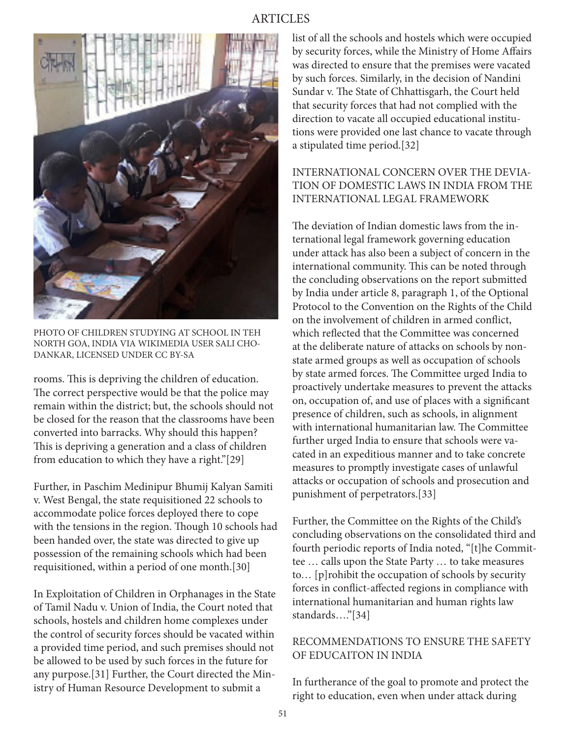PHOTO OF CHILDREN STUDYING AT SCHOOL IN TEH NORTH GOA, INDIA VIA WIKIMEDIA USER SALI CHODANKAR, LICENSED UNDER CC BY-SA

rooms. This is depriving the children of education. The correct perspective would be that the police may remain within the district; but, the schools should not be closed for the reason that the classrooms have been converted into barracks. Why should this happen? This is depriving a generation and a class of children from education to which they have a right."[29]

Further, in Paschim Medinipur Bhumij Kalyan Samiti v. West Bengal, the state requisitioned 22 schools to accommodate police forces deployed there to cope with the tensions in the region. Though 10 schools had been handed over, the state was directed to give up possession of the remaining schools which had been requisitioned, within a period of one month.[30]

In Exploitation of Children in Orphanages in the State of Tamil Nadu v. Union of India, the Court noted that schools, hostels and children home complexes under the control of security forces should be vacated within a provided time period, and such premises should not be allowed to be used by such forces in the future for any purpose.[31] Further, the Court directed the Ministry of Human Resource Development to submit a list of all the schools and hostels which were occupied by security forces, while the Ministry of Home Affairs was directed to ensure that the premises were vacated by such forces. Similarly, in the decision of Nandini Sundar v. The State of Chhattisgarh, the Court held that security forces that had not complied with the direction to vacate all occupied educational institutions were provided one last chance to vacate through a stipulated time period.[32]

## INTERNATIONAL CONCERN OVER THE DEVIATION OF DOMESTIC LAWS IN INDIA FROM THE INTERNATIONAL LEGAL FRAMEWORK

The deviation of Indian domestic laws from the international legal framework governing education under attack has also been a subject of concern in the international community. This can be noted through the concluding observations on the report submitted by India under article 8, paragraph 1, of the Optional Protocol to the Convention on the Rights of the Child on the involvement of children in armed conflict, which reflected that the Committee was concerned at the deliberate nature of attacks on schools by non-state armed groups as well as occupation of schools by state armed forces. The Committee urged India to proactively undertake measures to prevent the attacks on, occupation of, and use of places with a significant presence of children, such as schools, in alignment with international humanitarian law. The Committee further urged India to ensure that schools were vacated in an expeditious manner and to take concrete measures to promptly investigate cases of unlawful attacks or occupation of schools and prosecution and punishment of perpetrators.[33]

Further, the Committee on the Rights of the Child's concluding observations on the consolidated third and fourth periodic reports of India noted, "[t]he Committee … calls upon the State Party … to take measures to… [p]rohibit the occupation of schools by security forces in conflict-affected regions in compliance with international humanitarian and human rights law standards…."[34]

## RECOMMENDATIONS TO ENSURE THE SAFETY OF EDUCAITON IN INDIA

In furtherance of the goal to promote and protect the right to education, even when under attack during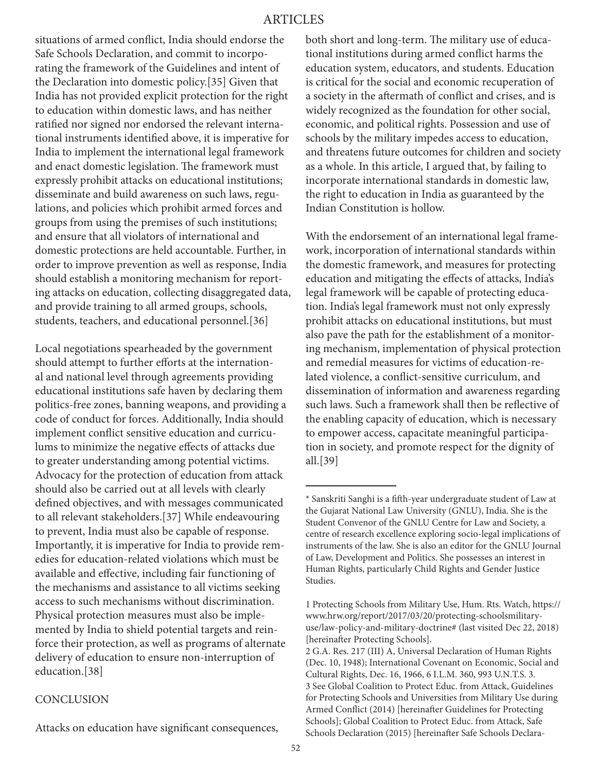situations of armed conflict, India should endorse the Safe Schools Declaration, and commit to incorporating the framework of the Guidelines and intent of the Declaration into domestic policy.[35] Given that India has not provided explicit protection for the right to education within domestic laws, and has neither ratified nor signed nor endorsed the relevant international instruments identified above, it is imperative for India to implement the international legal framework and enact domestic legislation. The framework must expressly prohibit attacks on educational institutions; disseminate and build awareness on such laws, regulations, and policies which prohibit armed forces and groups from using the premises of such institutions; and ensure that all violators of international and domestic protections are held accountable. Further, in order to improve prevention as well as response, India should establish a monitoring mechanism for reporting attacks on education, collecting disaggregated data, and provide training to all armed groups, schools, students, teachers, and educational personnel.[36]

Local negotiations spearheaded by the government should attempt to further efforts at the international and national level through agreements providing educational institutions safe haven by declaring them politics-free zones, banning weapons, and providing a code of conduct for forces. Additionally, India should implement conflict sensitive education and curriculums to minimize the negative effects of attacks due to greater understanding among potential victims. Advocacy for the protection of education from attack should also be carried out at all levels with clearly defined objectives, and with messages communicated to all relevant stakeholders.[37] While endeavouring to prevent, India must also be capable of response. Importantly, it is imperative for India to provide remedies for education-related violations which must be available and effective, including fair functioning of the mechanisms and assistance to all victims seeking access to such mechanisms without discrimination. Physical protection measures must also be implemented by India to shield potential targets and reinforce their protection, as well as programs of alternate delivery of education to ensure non-interruption of education.[38]

## CONCLUSION

Attacks on education have significant consequences, both short and long-term. The military use of educational institutions during armed conflict harms the education system, educators, and students. Education is critical for the social and economic recuperation of a society in the aftermath of conflict and crises, and is widely recognized as the foundation for other social, economic, and political rights. Possession and use of schools by the military impedes access to education, and threatens future outcomes for children and society as a whole. In this article, I argued that, by failing to incorporate international standards in domestic law, the right to education in India as guaranteed by the Indian Constitution is hollow.

With the endorsement of an international legal framework, incorporation of international standards within the domestic framework, and measures for protecting education and mitigating the effects of attacks, India's legal framework will be capable of protecting education. India's legal framework must not only expressly prohibit attacks on educational institutions, but must also pave the path for the establishment of a monitoring mechanism, implementation of physical protection and remedial measures for victims of education-related violence, a conflict-sensitive curriculum, and dissemination of information and awareness regarding such laws. Such a framework shall then be reflective of the enabling capacity of education, which is necessary to empower access, capacitate meaningful participation in society, and promote respect for the dignity of all.[39]

---

\* Sanskriti Sanghi is a fifth-year undergraduate student of Law at the Gujarat National Law University (GNLU), India. She is the Student Convenor of the GNLU Centre for Law and Society, a centre of research excellence exploring socio-legal implications of instruments of the law. She is also an editor for the GNLU Journal of Law, Development and Politics. She possesses an interest in Human Rights, particularly Child Rights and Gender Justice Studies.

1 Protecting Schools from Military Use, Hum. Rts. Watch, https://www.hrw.org/report/2017/03/20/protecting-schoolsmilitary-use/law-policy-and-military-doctrine# (last visited Dec 22, 2018) [hereinafter Protecting Schools].

2 G.A. Res. 217 (III) A, Universal Declaration of Human Rights (Dec. 10, 1948); International Covenant on Economic, Social and Cultural Rights, Dec. 16, 1966, 6 I.L.M. 360, 993 U.N.T.S. 3.

3 See Global Coalition to Protect Educ. from Attack, Guidelines for Protecting Schools and Universities from Military Use during Armed Conflict (2014) [hereinafter Guidelines for Protecting Schools]; Global Coalition to Protect Educ. from Attack, Safe Schools Declaration (2015) [hereinafter Safe Schools Declara-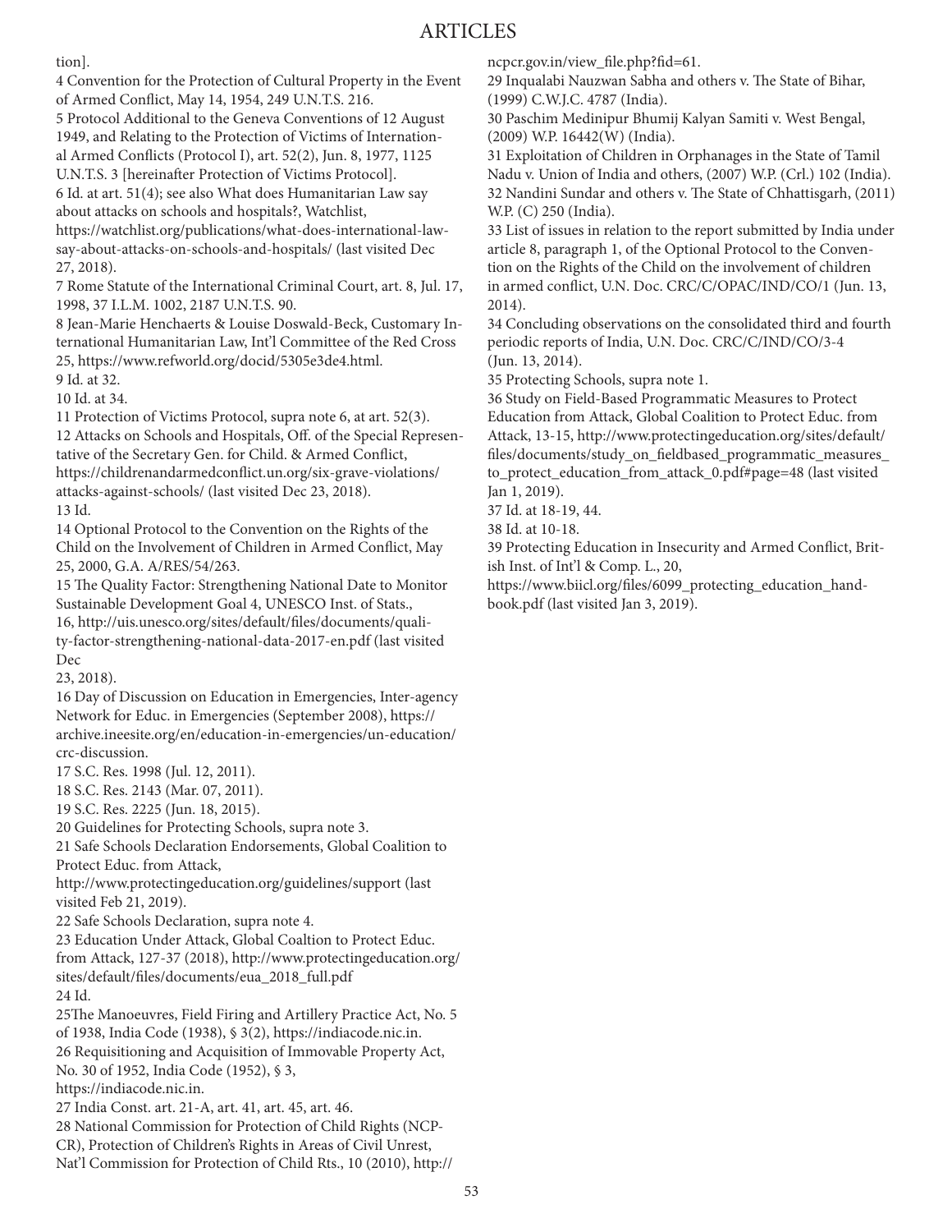tion].

4 Convention for the Protection of Cultural Property in the Event of Armed Conflict, May 14, 1954, 249 U.N.T.S. 216.

5 Protocol Additional to the Geneva Conventions of 12 August 1949, and Relating to the Protection of Victims of International Armed Conflicts (Protocol I), art. 52(2), Jun. 8, 1977, 1125 U.N.T.S. 3 [hereinafter Protection of Victims Protocol].

6 Id. at art. 51(4); see also What does Humanitarian Law say about attacks on schools and hospitals?, Watchlist, https://watchlist.org/publications/what-does-international-law-say-about-attacks-on-schools-and-hospitals/ (last visited Dec 27, 2018).

7 Rome Statute of the International Criminal Court, art. 8, Jul. 17, 1998, 37 I.L.M. 1002, 2187 U.N.T.S. 90.

8 Jean-Marie Henchaerts & Louise Doswald-Beck, Customary International Humanitarian Law, Int'l Committee of the Red Cross 25, https://www.refworld.org/docid/5305e3de4.html.

9 Id. at 32.

10 Id. at 34.

11 Protection of Victims Protocol, supra note 6, at art. 52(3).

12 Attacks on Schools and Hospitals, Off. of the Special Representative of the Secretary Gen. for Child. & Armed Conflict, https://childrenandarmedconflict.un.org/six-grave-violations/attacks-against-schools/ (last visited Dec 23, 2018).

13 Id.

14 Optional Protocol to the Convention on the Rights of the Child on the Involvement of Children in Armed Conflict, May 25, 2000, G.A. A/RES/54/263.

15 The Quality Factor: Strengthening National Date to Monitor Sustainable Development Goal 4, UNESCO Inst. of Stats., 16, http://uis.unesco.org/sites/default/files/documents/quality-factor-strengthening-national-data-2017-en.pdf (last visited Dec 23, 2018).

16 Day of Discussion on Education in Emergencies, Inter-agency Network for Educ. in Emergencies (September 2008), https://archive.ineesite.org/en/education-in-emergencies/un-education/crc-discussion.

17 S.C. Res. 1998 (Jul. 12, 2011).

18 S.C. Res. 2143 (Mar. 07, 2011).

19 S.C. Res. 2225 (Jun. 18, 2015).

20 Guidelines for Protecting Schools, supra note 3.

21 Safe Schools Declaration Endorsements, Global Coalition to Protect Educ. from Attack, http://www.protectingeducation.org/guidelines/support (last visited Feb 21, 2019).

22 Safe Schools Declaration, supra note 4.

23 Education Under Attack, Global Coaltion to Protect Educ. from Attack, 127-37 (2018), http://www.protectingeducation.org/sites/default/files/documents/eua_2018_full.pdf

24 Id.

25The Manoeuvres, Field Firing and Artillery Practice Act, No. 5 of 1938, India Code (1938), § 3(2), https://indiacode.nic.in.

26 Requisitioning and Acquisition of Immovable Property Act, No. 30 of 1952, India Code (1952), § 3, https://indiacode.nic.in.

27 India Const. art. 21-A, art. 41, art. 45, art. 46.

28 National Commission for Protection of Child Rights (NCPCR), Protection of Children's Rights in Areas of Civil Unrest, Nat'l Commission for Protection of Child Rts., 10 (2010), http://ncpcr.gov.in/view_file.php?fid=61.

29 Inqualabi Nauzwan Sabha and others v. The State of Bihar, (1999) C.W.J.C. 4787 (India).

30 Paschim Medinipur Bhumij Kalyan Samiti v. West Bengal, (2009) W.P. 16442(W) (India).

31 Exploitation of Children in Orphanages in the State of Tamil Nadu v. Union of India and others, (2007) W.P. (Crl.) 102 (India).

32 Nandini Sundar and others v. The State of Chhattisgarh, (2011) W.P. (C) 250 (India).

33 List of issues in relation to the report submitted by India under article 8, paragraph 1, of the Optional Protocol to the Convention on the Rights of the Child on the involvement of children in armed conflict, U.N. Doc. CRC/C/OPAC/IND/CO/1 (Jun. 13, 2014).

34 Concluding observations on the consolidated third and fourth periodic reports of India, U.N. Doc. CRC/C/IND/CO/3-4 (Jun. 13, 2014).

35 Protecting Schools, supra note 1.

36 Study on Field-Based Programmatic Measures to Protect Education from Attack, Global Coalition to Protect Educ. from Attack, 13-15, http://www.protectingeducation.org/sites/default/files/documents/study_on_fieldbased_programmatic_measures_to_protect_education_from_attack_0.pdf#page=48 (last visited Jan 1, 2019).

37 Id. at 18-19, 44.

38 Id. at 10-18.

39 Protecting Education in Insecurity and Armed Conflict, British Inst. of Int'l & Comp. L., 20, https://www.biicl.org/files/6099_protecting_education_handbook.pdf (last visited Jan 3, 2019).